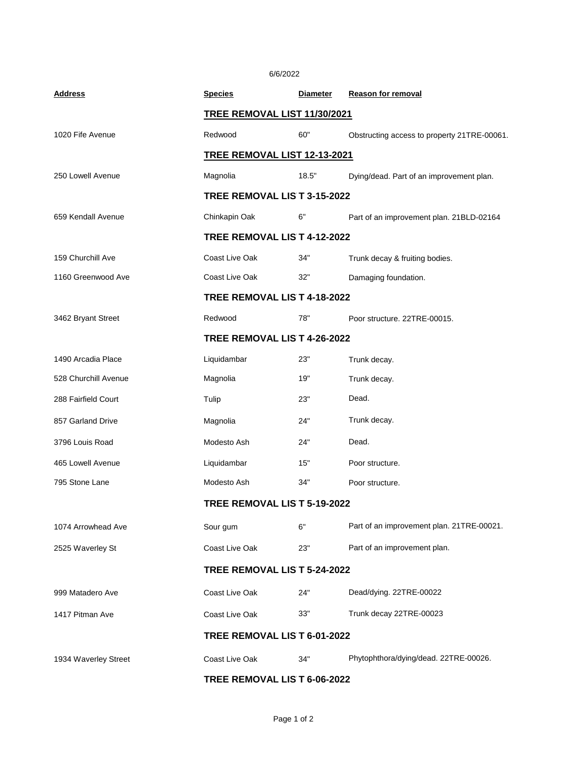6/6/2022

| Address | Species | Diameter | Reason for removal |
|---|---|---|---|
| | **TREE REMOVAL LIST 11/30/2021** | | |
| 1020 Fife Avenue | Redwood | 60" | Obstructing access to property 21TRE-00061. |
| | **TREE REMOVAL LIST 12-13-2021** | | |
| 250 Lowell Avenue | Magnolia | 18.5" | Dying/dead. Part of an improvement plan. |
| | **TREE REMOVAL LIS T 3-15-2022** | | |
| 659 Kendall Avenue | Chinkapin Oak | 6" | Part of an improvement plan. 21BLD-02164 |
| | **TREE REMOVAL LIS T 4-12-2022** | | |
| 159 Churchill Ave | Coast Live Oak | 34" | Trunk decay & fruiting bodies. |
| 1160 Greenwood Ave | Coast Live Oak | 32" | Damaging foundation. |
| | **TREE REMOVAL LIS T 4-18-2022** | | |
| 3462 Bryant Street | Redwood | 78" | Poor structure. 22TRE-00015. |
| | **TREE REMOVAL LIS T 4-26-2022** | | |
| 1490 Arcadia Place | Liquidambar | 23" | Trunk decay. |
| 528 Churchill Avenue | Magnolia | 19" | Trunk decay. |
| 288 Fairfield Court | Tulip | 23" | Dead. |
| 857 Garland Drive | Magnolia | 24" | Trunk decay. |
| 3796 Louis Road | Modesto Ash | 24" | Dead. |
| 465 Lowell Avenue | Liquidambar | 15" | Poor structure. |
| 795 Stone Lane | Modesto Ash | 34" | Poor structure. |
| | **TREE REMOVAL LIS T 5-19-2022** | | |
| 1074 Arrowhead Ave | Sour gum | 6" | Part of an improvement plan. 21TRE-00021. |
| 2525 Waverley St | Coast Live Oak | 23" | Part of an improvement plan. |
| | **TREE REMOVAL LIS T 5-24-2022** | | |
| 999 Matadero Ave | Coast Live Oak | 24" | Dead/dying. 22TRE-00022 |
| 1417 Pitman Ave | Coast Live Oak | 33" | Trunk decay 22TRE-00023 |
| | **TREE REMOVAL LIS T 6-01-2022** | | |
| 1934 Waverley Street | Coast Live Oak | 34" | Phytophthora/dying/dead. 22TRE-00026. |
| | **TREE REMOVAL LIS T 6-06-2022** | | |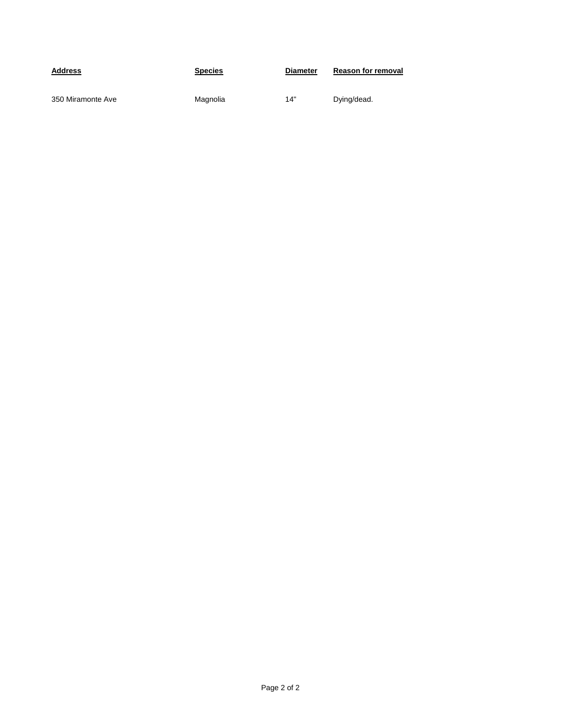| Address | Species | Diameter | Reason for removal |
| --- | --- | --- | --- |
| 350 Miramonte Ave | Magnolia | 14" | Dying/dead. |